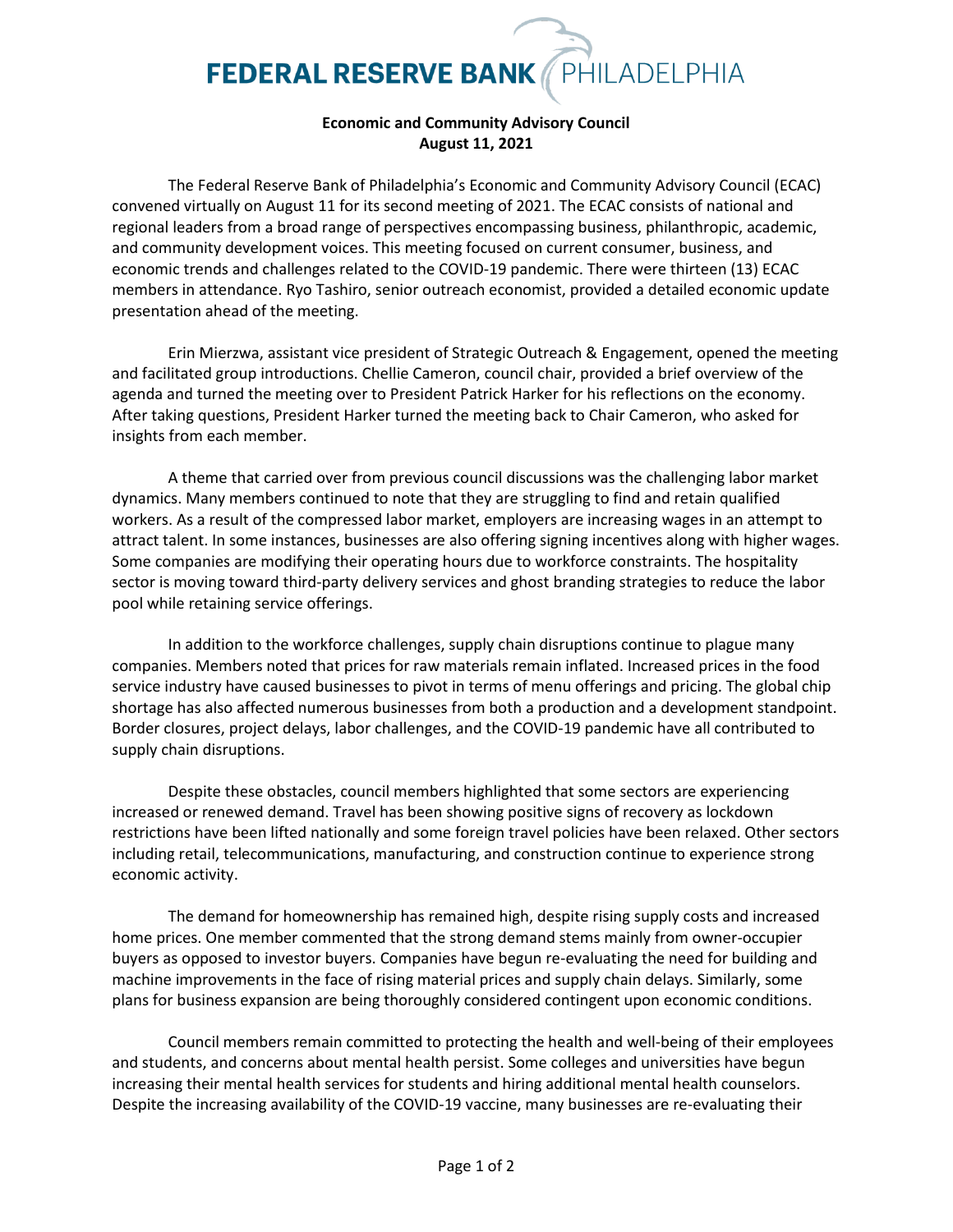FEDERAL RESERVE BANK PHILADELPHIA

**Economic and Community Advisory Council**
**August 11, 2021**

The Federal Reserve Bank of Philadelphia's Economic and Community Advisory Council (ECAC) convened virtually on August 11 for its second meeting of 2021. The ECAC consists of national and regional leaders from a broad range of perspectives encompassing business, philanthropic, academic, and community development voices. This meeting focused on current consumer, business, and economic trends and challenges related to the COVID-19 pandemic. There were thirteen (13) ECAC members in attendance. Ryo Tashiro, senior outreach economist, provided a detailed economic update presentation ahead of the meeting.

Erin Mierzwa, assistant vice president of Strategic Outreach & Engagement, opened the meeting and facilitated group introductions. Chellie Cameron, council chair, provided a brief overview of the agenda and turned the meeting over to President Patrick Harker for his reflections on the economy. After taking questions, President Harker turned the meeting back to Chair Cameron, who asked for insights from each member.

A theme that carried over from previous council discussions was the challenging labor market dynamics. Many members continued to note that they are struggling to find and retain qualified workers. As a result of the compressed labor market, employers are increasing wages in an attempt to attract talent. In some instances, businesses are also offering signing incentives along with higher wages. Some companies are modifying their operating hours due to workforce constraints. The hospitality sector is moving toward third-party delivery services and ghost branding strategies to reduce the labor pool while retaining service offerings.

In addition to the workforce challenges, supply chain disruptions continue to plague many companies. Members noted that prices for raw materials remain inflated. Increased prices in the food service industry have caused businesses to pivot in terms of menu offerings and pricing. The global chip shortage has also affected numerous businesses from both a production and a development standpoint. Border closures, project delays, labor challenges, and the COVID-19 pandemic have all contributed to supply chain disruptions.

Despite these obstacles, council members highlighted that some sectors are experiencing increased or renewed demand. Travel has been showing positive signs of recovery as lockdown restrictions have been lifted nationally and some foreign travel policies have been relaxed. Other sectors including retail, telecommunications, manufacturing, and construction continue to experience strong economic activity.

The demand for homeownership has remained high, despite rising supply costs and increased home prices. One member commented that the strong demand stems mainly from owner-occupier buyers as opposed to investor buyers. Companies have begun re-evaluating the need for building and machine improvements in the face of rising material prices and supply chain delays. Similarly, some plans for business expansion are being thoroughly considered contingent upon economic conditions.

Council members remain committed to protecting the health and well-being of their employees and students, and concerns about mental health persist. Some colleges and universities have begun increasing their mental health services for students and hiring additional mental health counselors. Despite the increasing availability of the COVID-19 vaccine, many businesses are re-evaluating their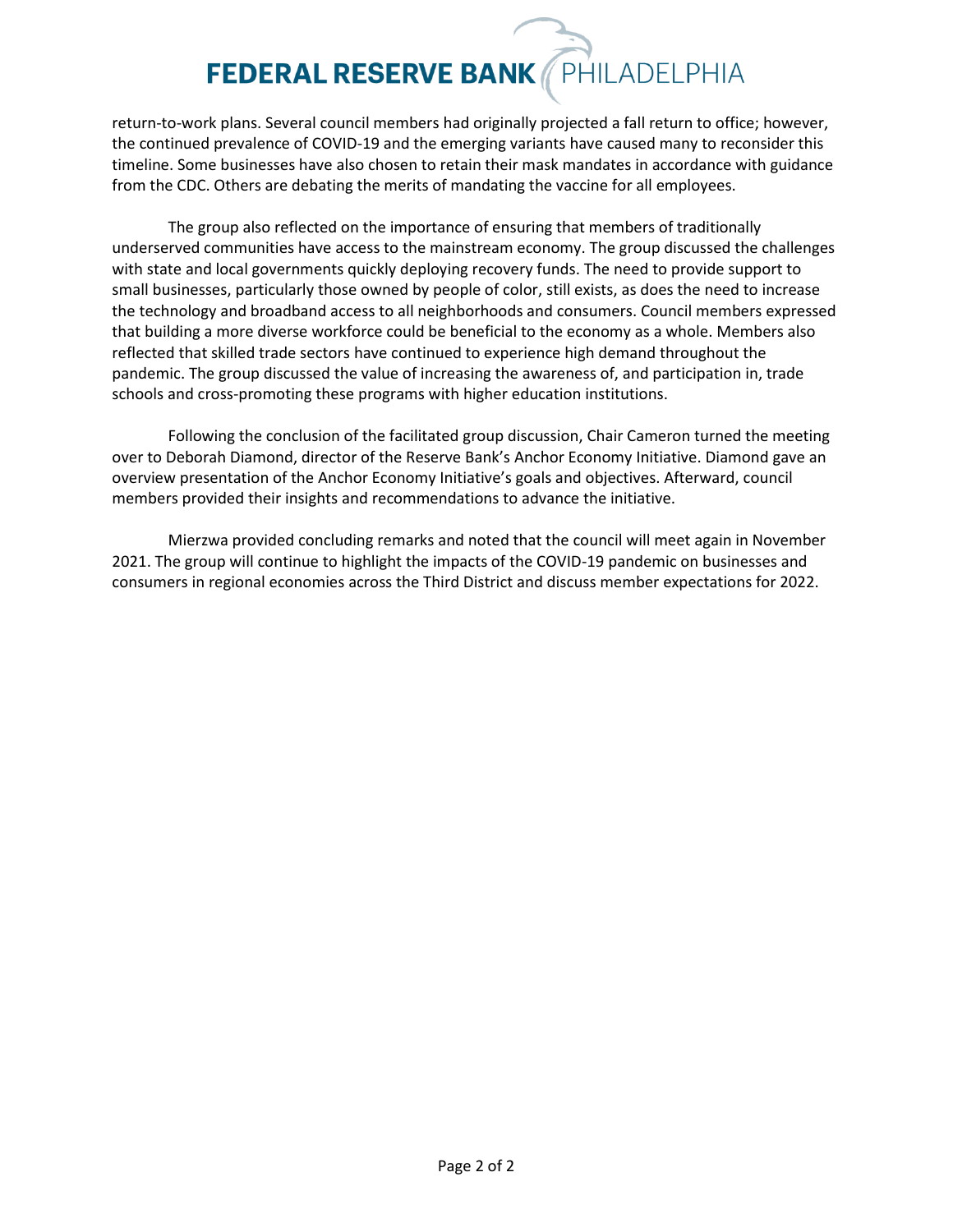return-to-work plans. Several council members had originally projected a fall return to office; however, the continued prevalence of COVID-19 and the emerging variants have caused many to reconsider this timeline. Some businesses have also chosen to retain their mask mandates in accordance with guidance from the CDC. Others are debating the merits of mandating the vaccine for all employees.

The group also reflected on the importance of ensuring that members of traditionally underserved communities have access to the mainstream economy. The group discussed the challenges with state and local governments quickly deploying recovery funds. The need to provide support to small businesses, particularly those owned by people of color, still exists, as does the need to increase the technology and broadband access to all neighborhoods and consumers. Council members expressed that building a more diverse workforce could be beneficial to the economy as a whole. Members also reflected that skilled trade sectors have continued to experience high demand throughout the pandemic. The group discussed the value of increasing the awareness of, and participation in, trade schools and cross-promoting these programs with higher education institutions.

Following the conclusion of the facilitated group discussion, Chair Cameron turned the meeting over to Deborah Diamond, director of the Reserve Bank's Anchor Economy Initiative. Diamond gave an overview presentation of the Anchor Economy Initiative's goals and objectives. Afterward, council members provided their insights and recommendations to advance the initiative.

Mierzwa provided concluding remarks and noted that the council will meet again in November 2021. The group will continue to highlight the impacts of the COVID-19 pandemic on businesses and consumers in regional economies across the Third District and discuss member expectations for 2022.